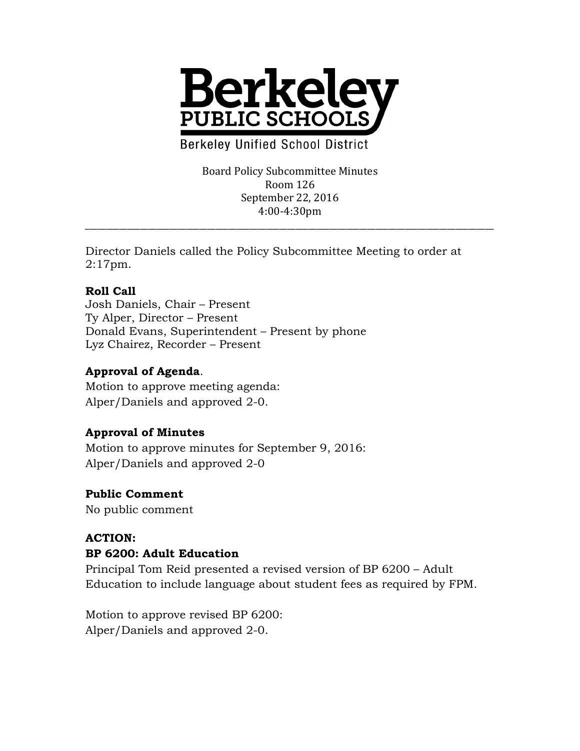# Berkeley PUBLIC SCHOOLS

Berkeley Unified School District

Board Policy Subcommittee Minutes
Room 126
September 22, 2016
4:00-4:30pm

---

Director Daniels called the Policy Subcommittee Meeting to order at 2:17pm.

**Roll Call**
Josh Daniels, Chair – Present
Ty Alper, Director – Present
Donald Evans, Superintendent – Present by phone
Lyz Chairez, Recorder – Present

**Approval of Agenda**.
Motion to approve meeting agenda:
Alper/Daniels and approved 2-0.

**Approval of Minutes**
Motion to approve minutes for September 9, 2016:
Alper/Daniels and approved 2-0

**Public Comment**
No public comment

**ACTION:**
**BP 6200: Adult Education**
Principal Tom Reid presented a revised version of BP 6200 – Adult Education to include language about student fees as required by FPM.

Motion to approve revised BP 6200:
Alper/Daniels and approved 2-0.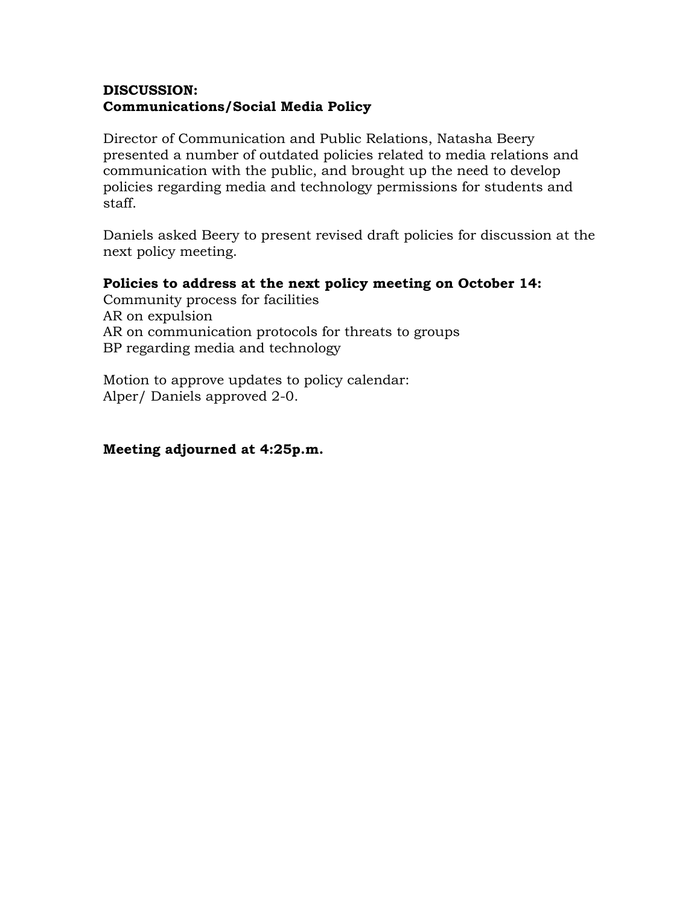**DISCUSSION:**
**Communications/Social Media Policy**

Director of Communication and Public Relations, Natasha Beery presented a number of outdated policies related to media relations and communication with the public, and brought up the need to develop policies regarding media and technology permissions for students and staff.

Daniels asked Beery to present revised draft policies for discussion at the next policy meeting.

**Policies to address at the next policy meeting on October 14:**
Community process for facilities
AR on expulsion
AR on communication protocols for threats to groups
BP regarding media and technology

Motion to approve updates to policy calendar:
Alper/ Daniels approved 2-0.

**Meeting adjourned at 4:25p.m.**